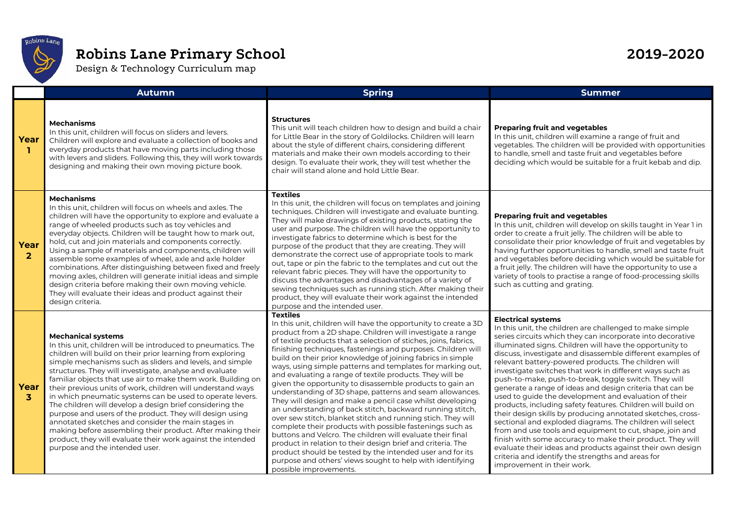# Robins Lane Primary School

Design & Technology Curriculum map

**2019-2020**

| | Autumn | Spring | Summer |
|---|---|---|---|
| **Year 1** | **Mechanisms**<br>In this unit, children will focus on sliders and levers. Children will explore and evaluate a collection of books and everyday products that have moving parts including those with levers and sliders. Following this, they will work towards designing and making their own moving picture book. | **Structures**<br>This unit will teach children how to design and build a chair for Little Bear in the story of Goldilocks. Children will learn about the style of different chairs, considering different materials and make their own models according to their design. To evaluate their work, they will test whether the chair will stand alone and hold Little Bear. | **Preparing fruit and vegetables**<br>In this unit, children will examine a range of fruit and vegetables. The children will be provided with opportunities to handle, smell and taste fruit and vegetables before deciding which would be suitable for a fruit kebab and dip. |
| **Year 2** | **Mechanisms**<br>In this unit, children will focus on wheels and axles. The children will have the opportunity to explore and evaluate a range of wheeled products such as toy vehicles and everyday objects. Children will be taught how to mark out, hold, cut and join materials and components correctly. Using a sample of materials and components, children will assemble some examples of wheel, axle and axle holder combinations. After distinguishing between fixed and freely moving axles, children will generate initial ideas and simple design criteria before making their own moving vehicle. They will evaluate their ideas and product against their design criteria. | **Textiles**<br>In this unit, the children will focus on templates and joining techniques. Children will investigate and evaluate bunting. They will make drawings of existing products, stating the user and purpose. The children will have the opportunity to investigate fabrics to determine which is best for the purpose of the product that they are creating. They will demonstrate the correct use of appropriate tools to mark out, tape or pin the fabric to the templates and cut out the relevant fabric pieces. They will have the opportunity to discuss the advantages and disadvantages of a variety of sewing techniques such as running stich. After making their product, they will evaluate their work against the intended purpose and the intended user. | **Preparing fruit and vegetables**<br>In this unit, children will develop on skills taught in Year 1 in order to create a fruit jelly. The children will be able to consolidate their prior knowledge of fruit and vegetables by having further opportunities to handle, smell and taste fruit and vegetables before deciding which would be suitable for a fruit jelly. The children will have the opportunity to use a variety of tools to practise a range of food-processing skills such as cutting and grating. |
| **Year 3** | **Mechanical systems**<br>In this unit, children will be introduced to pneumatics. The children will build on their prior learning from exploring simple mechanisms such as sliders and levels, and simple structures. They will investigate, analyse and evaluate familiar objects that use air to make them work. Building on their previous units of work, children will understand ways in which pneumatic systems can be used to operate levers. The children will develop a design brief considering the purpose and users of the product. They will design using annotated sketches and consider the main stages in making before assembling their product. After making their product, they will evaluate their work against the intended purpose and the intended user. | **Textiles**<br>In this unit, children will have the opportunity to create a 3D product from a 2D shape. Children will investigate a range of textile products that a selection of stiches, joins, fabrics, finishing techniques, fastenings and purposes. Children will build on their prior knowledge of joining fabrics in simple ways, using simple patterns and templates for marking out, and evaluating a range of textile products. They will be given the opportunity to disassemble products to gain an understanding of 3D shape, patterns and seam allowances. They will design and make a pencil case whilst developing an understanding of back stitch, backward running stitch, over sew stitch, blanket stitch and running stich. They will complete their products with possible fastenings such as buttons and Velcro. The children will evaluate their final product in relation to their design brief and criteria. The product should be tested by the intended user and for its purpose and others' views sought to help with identifying possible improvements. | **Electrical systems**<br>In this unit, the children are challenged to make simple series circuits which they can incorporate into decorative illuminated signs. Children will have the opportunity to discuss, investigate and disassemble different examples of relevant battery-powered products. The children will investigate switches that work in different ways such as push-to-make, push-to-break, toggle switch. They will generate a range of ideas and design criteria that can be used to guide the development and evaluation of their products, including safety features. Children will build on their design skills by producing annotated sketches, cross-sectional and exploded diagrams. The children will select from and use tools and equipment to cut, shape, join and finish with some accuracy to make their product. They will evaluate their ideas and products against their own design criteria and identify the strengths and areas for improvement in their work. |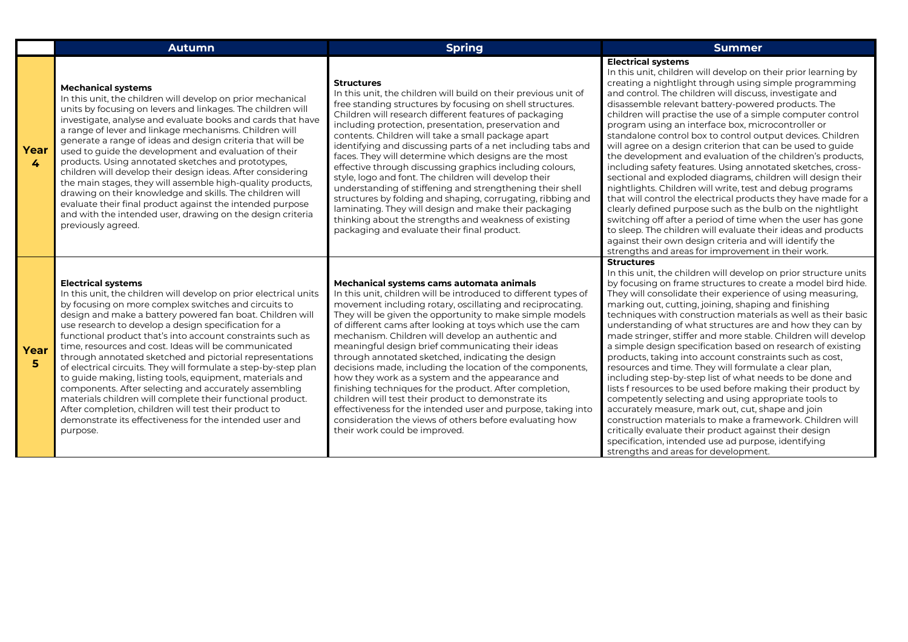| | Autumn | Spring | Summer |
|---|---|---|---|
| **Year 4** | **Mechanical systems**<br>In this unit, the children will develop on prior mechanical units by focusing on levers and linkages. The children will investigate, analyse and evaluate books and cards that have a range of lever and linkage mechanisms. Children will generate a range of ideas and design criteria that will be used to guide the development and evaluation of their products. Using annotated sketches and prototypes, children will develop their design ideas. After considering the main stages, they will assemble high-quality products, drawing on their knowledge and skills. The children will evaluate their final product against the intended purpose and with the intended user, drawing on the design criteria previously agreed. | **Structures**<br>In this unit, the children will build on their previous unit of free standing structures by focusing on shell structures. Children will research different features of packaging including protection, presentation, preservation and contents. Children will take a small package apart identifying and discussing parts of a net including tabs and faces. They will determine which designs are the most effective through discussing graphics including colours, style, logo and font. The children will develop their understanding of stiffening and strengthening their shell structures by folding and shaping, corrugating, ribbing and laminating. They will design and make their packaging thinking about the strengths and weakness of existing packaging and evaluate their final product. | **Electrical systems**<br>In this unit, children will develop on their prior learning by creating a nightlight through using simple programming and control. The children will discuss, investigate and disassemble relevant battery-powered products. The children will practise the use of a simple computer control program using an interface box, microcontroller or standalone control box to control output devices. Children will agree on a design criterion that can be used to guide the development and evaluation of the children's products, including safety features. Using annotated sketches, cross-sectional and exploded diagrams, children will design their nightlights. Children will write, test and debug programs that will control the electrical products they have made for a clearly defined purpose such as the bulb on the nightlight switching off after a period of time when the user has gone to sleep. The children will evaluate their ideas and products against their own design criteria and will identify the strengths and areas for improvement in their work. |
| **Year 5** | **Electrical systems**<br>In this unit, the children will develop on prior electrical units by focusing on more complex switches and circuits to design and make a battery powered fan boat. Children will use research to develop a design specification for a functional product that's into account constraints such as time, resources and cost. Ideas will be communicated through annotated sketched and pictorial representations of electrical circuits. They will formulate a step-by-step plan to guide making, listing tools, equipment, materials and components. After selecting and accurately assembling materials children will complete their functional product. After completion, children will test their product to demonstrate its effectiveness for the intended user and purpose. | **Mechanical systems cams automata animals**<br>In this unit, children will be introduced to different types of movement including rotary, oscillating and reciprocating. They will be given the opportunity to make simple models of different cams after looking at toys which use the cam mechanism. Children will develop an authentic and meaningful design brief communicating their ideas through annotated sketched, indicating the design decisions made, including the location of the components, how they work as a system and the appearance and finishing techniques for the product. After completion, children will test their product to demonstrate its effectiveness for the intended user and purpose, taking into consideration the views of others before evaluating how their work could be improved. | **Structures**<br>In this unit, the children will develop on prior structure units by focusing on frame structures to create a model bird hide. They will consolidate their experience of using measuring, marking out, cutting, joining, shaping and finishing techniques with construction materials as well as their basic understanding of what structures are and how they can by made stringer, stiffer and more stable. Children will develop a simple design specification based on research of existing products, taking into account constraints such as cost, resources and time. They will formulate a clear plan, including step-by-step list of what needs to be done and lists f resources to be used before making their product by competently selecting and using appropriate tools to accurately measure, mark out, cut, shape and join construction materials to make a framework. Children will critically evaluate their product against their design specification, intended use ad purpose, identifying strengths and areas for development. |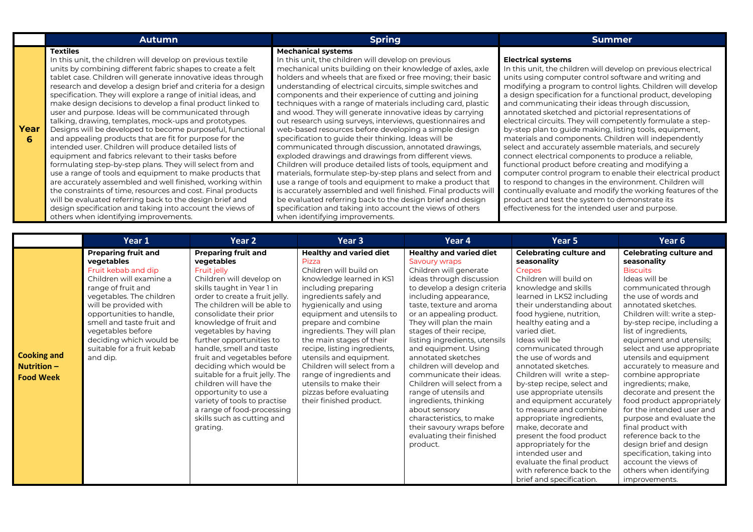| | Autumn | Spring | Summer |
|---|---|---|---|
| **Year 6** | **Textiles**<br>In this unit, the children will develop on previous textile units by combining different fabric shapes to create a felt tablet case. Children will generate innovative ideas through research and develop a design brief and criteria for a design specification. They will explore a range of initial ideas, and make design decisions to develop a final product linked to user and purpose. Ideas will be communicated through talking, drawing, templates, mock-ups and prototypes. Designs will be developed to become purposeful, functional and appealing products that are fit for purpose for the intended user. Children will produce detailed lists of equipment and fabrics relevant to their tasks before formulating step-by-step plans. They will select from and use a range of tools and equipment to make products that are accurately assembled and well finished, working within the constraints of time, resources and cost. Final products will be evaluated referring back to the design brief and design specification and taking into account the views of others when identifying improvements. | **Mechanical systems**<br>In this unit, the children will develop on previous mechanical units building on their knowledge of axles, axle holders and wheels that are fixed or free moving; their basic understanding of electrical circuits, simple switches and components and their experience of cutting and joining techniques with a range of materials including card, plastic and wood. They will generate innovative ideas by carrying out research using surveys, interviews, questionnaires and web-based resources before developing a simple design specification to guide their thinking. Ideas will be communicated through discussion, annotated drawings, exploded drawings and drawings from different views. Children will produce detailed lists of tools, equipment and materials, formulate step-by-step plans and select from and use a range of tools and equipment to make a product that is accurately assembled and well finished. Final products will be evaluated referring back to the design brief and design specification and taking into account the views of others when identifying improvements. | **Electrical systems**<br>In this unit, the children will develop on previous electrical units using computer control software and writing and modifying a program to control lights. Children will develop a design specification for a functional product, developing and communicating their ideas through discussion, annotated sketched and pictorial representations of electrical circuits. They will competently formulate a step-by-step plan to guide making, listing tools, equipment, materials and components. Children will independently select and accurately assemble materials, and securely connect electrical components to produce a reliable, functional product before creating and modifying a computer control program to enable their electrical product to respond to changes in the environment. Children will continually evaluate and modify the working features of the product and test the system to demonstrate its effectiveness for the intended user and purpose. |

| | Year 1 | Year 2 | Year 3 | Year 4 | Year 5 | Year 6 |
|---|---|---|---|---|---|---|
| **Cooking and Nutrition – Food Week** | **Preparing fruit and vegetables**<br>Fruit kebab and dip<br>Children will examine a range of fruit and vegetables. The children will be provided with opportunities to handle, smell and taste fruit and vegetables before deciding which would be suitable for a fruit kebab and dip. | **Preparing fruit and vegetables**<br>Fruit jelly<br>Children will develop on skills taught in Year 1 in order to create a fruit jelly. The children will be able to consolidate their prior knowledge of fruit and vegetables by having further opportunities to handle, smell and taste fruit and vegetables before deciding which would be suitable for a fruit jelly. The children will have the opportunity to use a variety of tools to practise a range of food-processing skills such as cutting and grating. | **Healthy and varied diet**<br>Pizza<br>Children will build on knowledge learned in KS1 including preparing ingredients safely and hygienically and using equipment and utensils to prepare and combine ingredients. They will plan the main stages of their recipe, listing ingredients, utensils and equipment. Children will select from a range of ingredients and utensils to make their pizzas before evaluating their finished product. | **Healthy and varied diet**<br>Savoury wraps<br>Children will generate ideas through discussion to develop a design criteria including appearance, taste, texture and aroma or an appealing product. They will plan the main stages of their recipe, listing ingredients, utensils and equipment. Using annotated sketches children will develop and communicate their ideas. Children will select from a range of utensils and ingredients, thinking about sensory characteristics, to make their savoury wraps before evaluating their finished product. | **Celebrating culture and seasonality**<br>Crepes<br>Children will build on knowledge and skills learned in LKS2 including their understanding about food hygiene, nutrition, healthy eating and a varied diet.<br>Ideas will be communicated through the use of words and annotated sketches.<br>Children will write a step-by-step recipe, select and use appropriate utensils and equipment accurately to measure and combine appropriate ingredients, make, decorate and present the food product appropriately for the intended user and evaluate the final product with reference back to the brief and specification. | **Celebrating culture and seasonality**<br>Biscuits<br>Ideas will be communicated through the use of words and annotated sketches.<br>Children will: write a step-by-step recipe, including a list of ingredients, equipment and utensils; select and use appropriate utensils and equipment accurately to measure and combine appropriate ingredients; make, decorate and present the food product appropriately for the intended user and purpose and evaluate the final product with reference back to the design brief and design specification, taking into account the views of others when identifying improvements. |